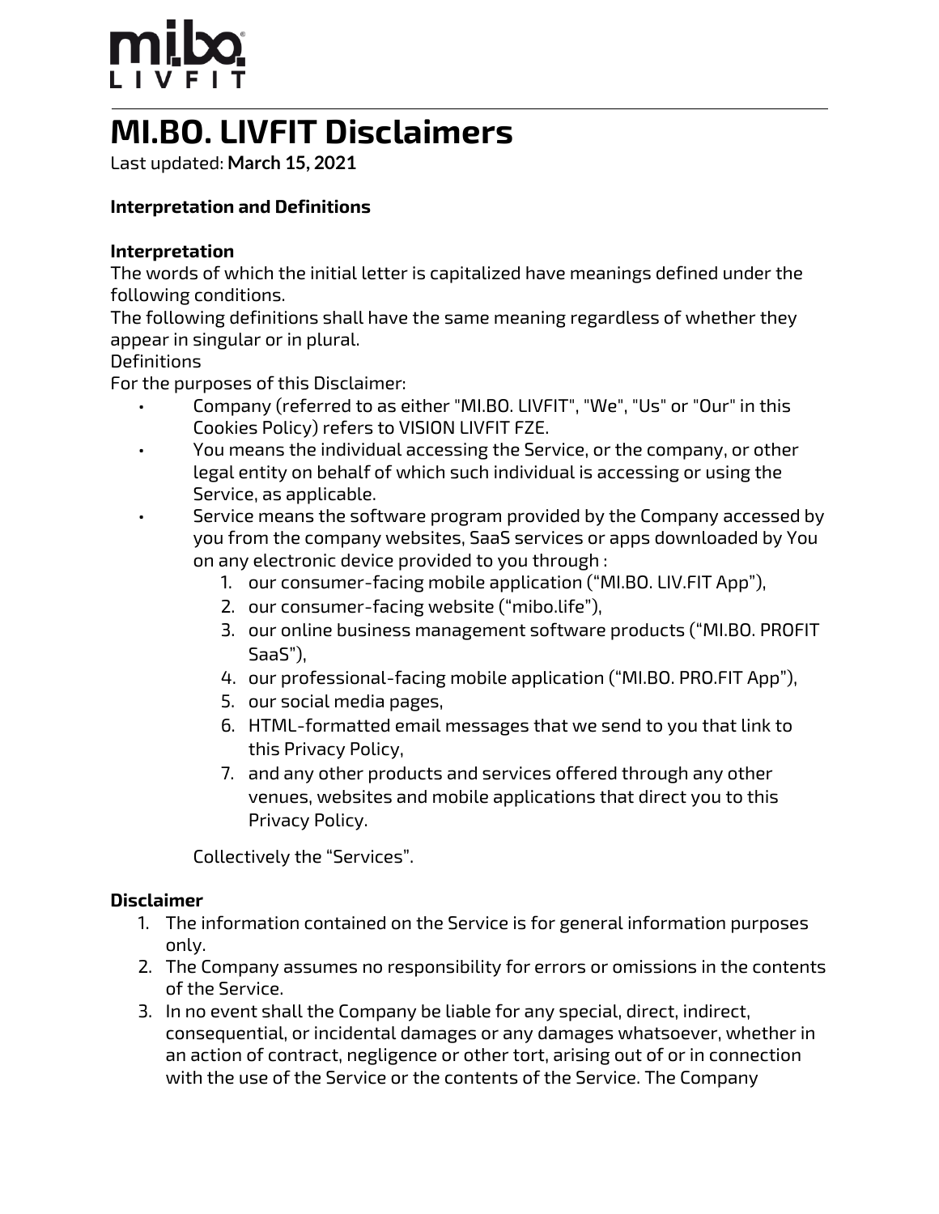mi.bo.
L I V F I T

# MI.BO. LIVFIT Disclaimers

Last updated: **March 15, 2021**

### Interpretation and Definitions

### Interpretation

The words of which the initial letter is capitalized have meanings defined under the following conditions.
The following definitions shall have the same meaning regardless of whether they appear in singular or in plural.
Definitions
For the purposes of this Disclaimer:

- Company (referred to as either "MI.BO. LIVFIT", "We", "Us" or "Our" in this Cookies Policy) refers to VISION LIVFIT FZE.
- You means the individual accessing the Service, or the company, or other legal entity on behalf of which such individual is accessing or using the Service, as applicable.
- Service means the software program provided by the Company accessed by you from the company websites, SaaS services or apps downloaded by You on any electronic device provided to you through :
    1. our consumer-facing mobile application ("MI.BO. LIV.FIT App"),
    2. our consumer-facing website ("mibo.life"),
    3. our online business management software products ("MI.BO. PROFIT SaaS"),
    4. our professional-facing mobile application ("MI.BO. PRO.FIT App"),
    5. our social media pages,
    6. HTML-formatted email messages that we send to you that link to this Privacy Policy,
    7. and any other products and services offered through any other venues, websites and mobile applications that direct you to this Privacy Policy.

    Collectively the "Services".

### Disclaimer

1. The information contained on the Service is for general information purposes only.
2. The Company assumes no responsibility for errors or omissions in the contents of the Service.
3. In no event shall the Company be liable for any special, direct, indirect, consequential, or incidental damages or any damages whatsoever, whether in an action of contract, negligence or other tort, arising out of or in connection with the use of the Service or the contents of the Service. The Company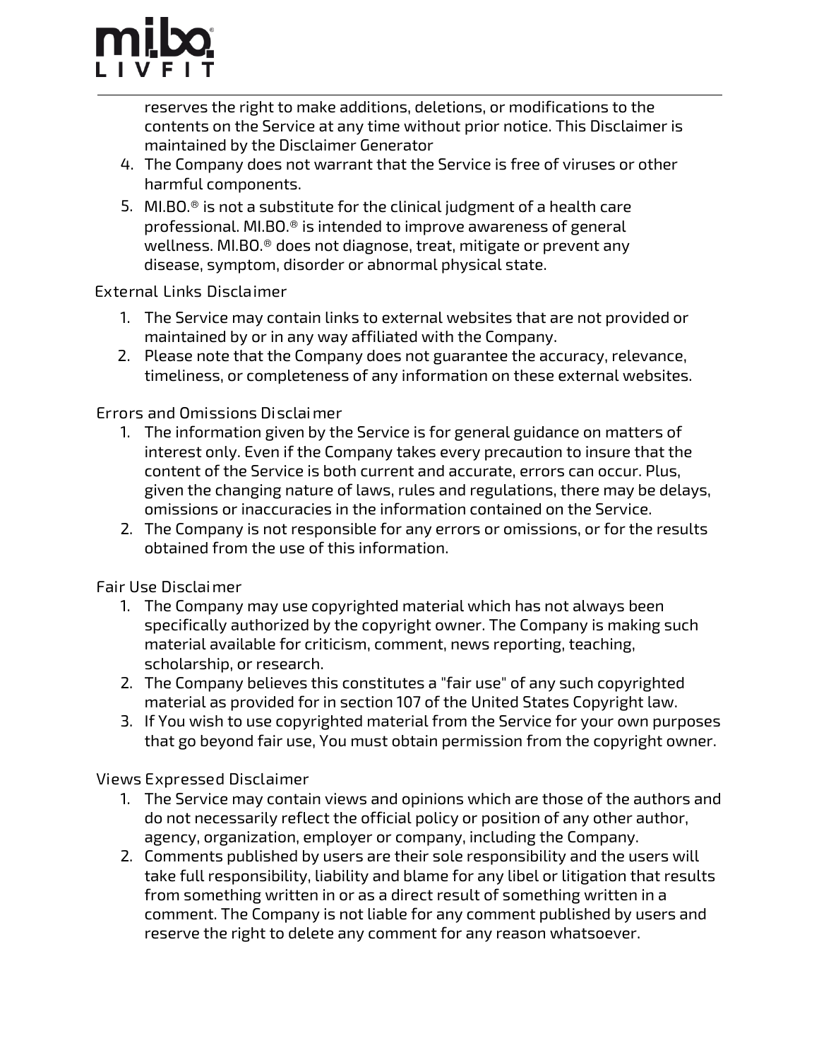reserves the right to make additions, deletions, or modifications to the contents on the Service at any time without prior notice. This Disclaimer is maintained by the Disclaimer Generator

4. The Company does not warrant that the Service is free of viruses or other harmful components.
5. MI.BO.® is not a substitute for the clinical judgment of a health care professional. MI.BO.® is intended to improve awareness of general wellness. MI.BO.® does not diagnose, treat, mitigate or prevent any disease, symptom, disorder or abnormal physical state.

## External Links Disclaimer

1. The Service may contain links to external websites that are not provided or maintained by or in any way affiliated with the Company.
2. Please note that the Company does not guarantee the accuracy, relevance, timeliness, or completeness of any information on these external websites.

## Errors and Omissions Disclaimer

1. The information given by the Service is for general guidance on matters of interest only. Even if the Company takes every precaution to insure that the content of the Service is both current and accurate, errors can occur. Plus, given the changing nature of laws, rules and regulations, there may be delays, omissions or inaccuracies in the information contained on the Service.
2. The Company is not responsible for any errors or omissions, or for the results obtained from the use of this information.

## Fair Use Disclaimer

1. The Company may use copyrighted material which has not always been specifically authorized by the copyright owner. The Company is making such material available for criticism, comment, news reporting, teaching, scholarship, or research.
2. The Company believes this constitutes a "fair use" of any such copyrighted material as provided for in section 107 of the United States Copyright law.
3. If You wish to use copyrighted material from the Service for your own purposes that go beyond fair use, You must obtain permission from the copyright owner.

## Views Expressed Disclaimer

1. The Service may contain views and opinions which are those of the authors and do not necessarily reflect the official policy or position of any other author, agency, organization, employer or company, including the Company.
2. Comments published by users are their sole responsibility and the users will take full responsibility, liability and blame for any libel or litigation that results from something written in or as a direct result of something written in a comment. The Company is not liable for any comment published by users and reserve the right to delete any comment for any reason whatsoever.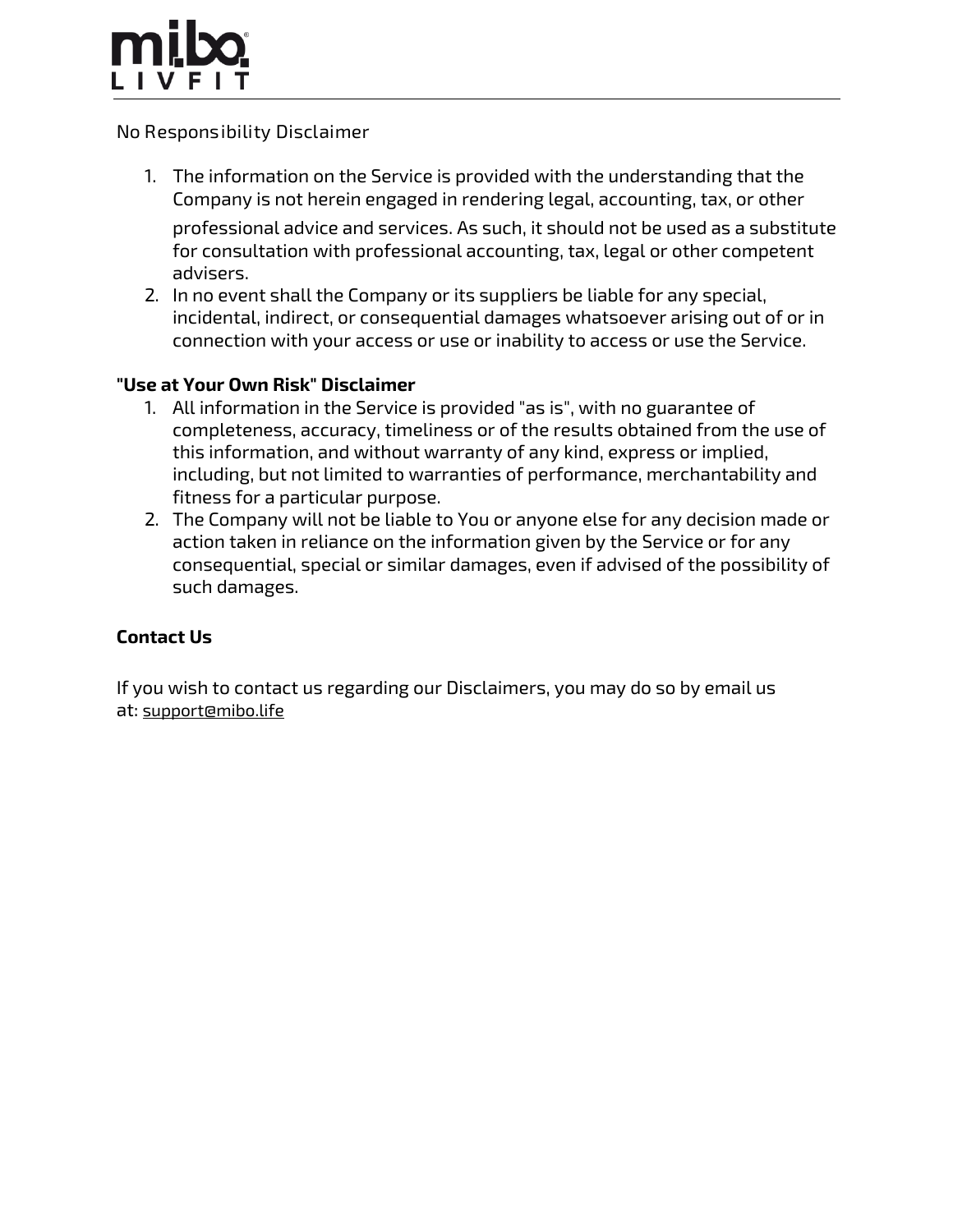No Responsibility Disclaimer

1. The information on the Service is provided with the understanding that the Company is not herein engaged in rendering legal, accounting, tax, or other professional advice and services. As such, it should not be used as a substitute for consultation with professional accounting, tax, legal or other competent advisers.
2. In no event shall the Company or its suppliers be liable for any special, incidental, indirect, or consequential damages whatsoever arising out of or in connection with your access or use or inability to access or use the Service.

**"Use at Your Own Risk" Disclaimer**

1. All information in the Service is provided "as is", with no guarantee of completeness, accuracy, timeliness or of the results obtained from the use of this information, and without warranty of any kind, express or implied, including, but not limited to warranties of performance, merchantability and fitness for a particular purpose.
2. The Company will not be liable to You or anyone else for any decision made or action taken in reliance on the information given by the Service or for any consequential, special or similar damages, even if advised of the possibility of such damages.

**Contact Us**

If you wish to contact us regarding our Disclaimers, you may do so by email us at: support@mibo.life